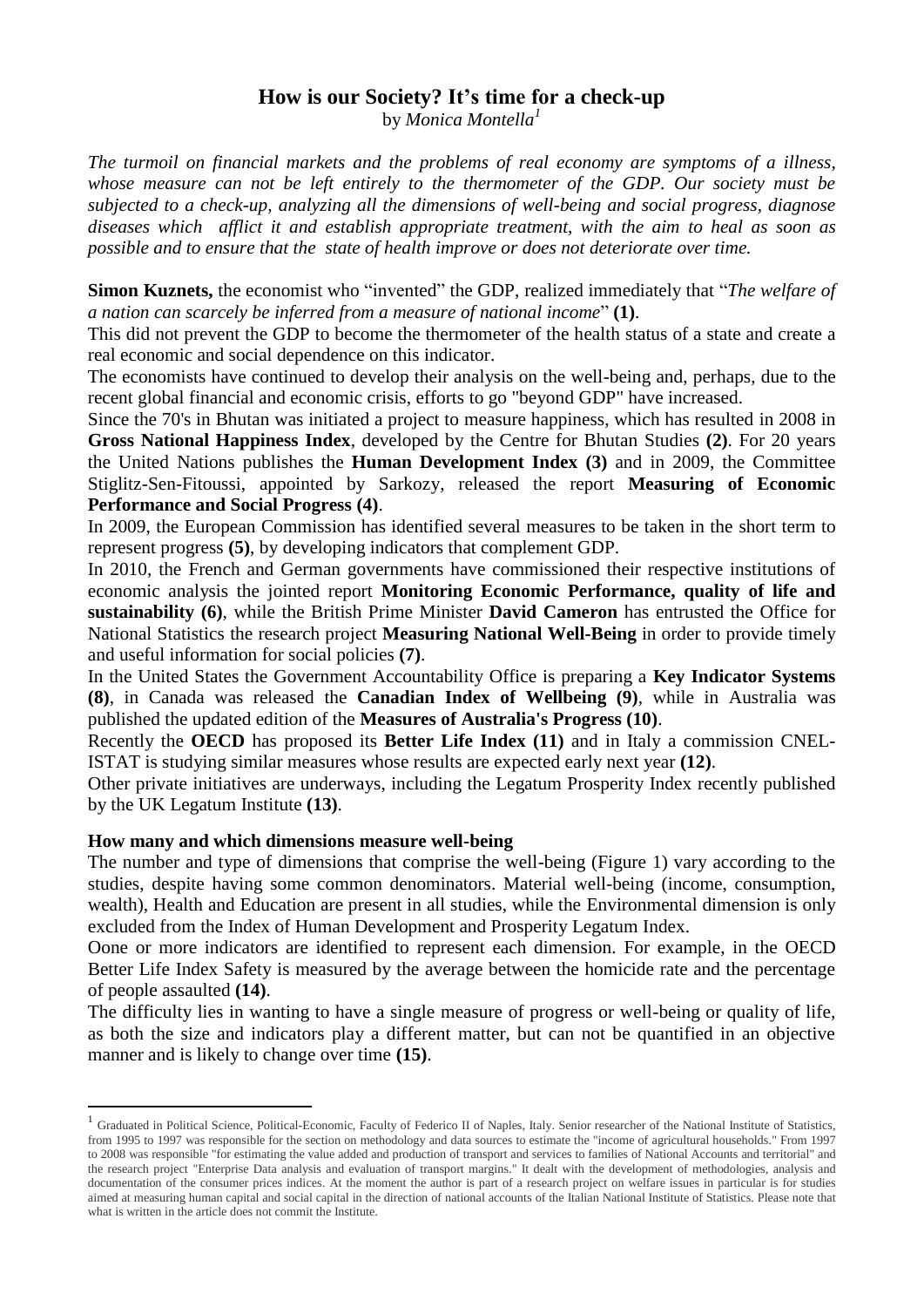# How is our Society? It's time for a check-up

by *Monica Montella*[1]

*The turmoil on financial markets and the problems of real economy are symptoms of a illness, whose measure can not be left entirely to the thermometer of the GDP. Our society must be subjected to a check-up, analyzing all the dimensions of well-being and social progress, diagnose diseases which afflict it and establish appropriate treatment, with the aim to heal as soon as possible and to ensure that the state of health improve or does not deteriorate over time.*

**Simon Kuznets,** the economist who "invented" the GDP, realized immediately that "*The welfare of a nation can scarcely be inferred from a measure of national income*" **(1)**.

This did not prevent the GDP to become the thermometer of the health status of a state and create a real economic and social dependence on this indicator.

The economists have continued to develop their analysis on the well-being and, perhaps, due to the recent global financial and economic crisis, efforts to go "beyond GDP" have increased.

Since the 70's in Bhutan was initiated a project to measure happiness, which has resulted in 2008 in **Gross National Happiness Index**, developed by the Centre for Bhutan Studies **(2)**. For 20 years the United Nations publishes the **Human Development Index (3)** and in 2009, the Committee Stiglitz-Sen-Fitoussi, appointed by Sarkozy, released the report **Measuring of Economic Performance and Social Progress (4)**.

In 2009, the European Commission has identified several measures to be taken in the short term to represent progress **(5)**, by developing indicators that complement GDP.

In 2010, the French and German governments have commissioned their respective institutions of economic analysis the jointed report **Monitoring Economic Performance, quality of life and sustainability (6)**, while the British Prime Minister **David Cameron** has entrusted the Office for National Statistics the research project **Measuring National Well-Being** in order to provide timely and useful information for social policies **(7)**.

In the United States the Government Accountability Office is preparing a **Key Indicator Systems (8)**, in Canada was released the **Canadian Index of Wellbeing (9)**, while in Australia was published the updated edition of the **Measures of Australia's Progress (10)**.

Recently the **OECD** has proposed its **Better Life Index (11)** and in Italy a commission CNEL-ISTAT is studying similar measures whose results are expected early next year **(12)**.

Other private initiatives are underways, including the Legatum Prosperity Index recently published by the UK Legatum Institute **(13)**.

**How many and which dimensions measure well-being**

The number and type of dimensions that comprise the well-being (Figure 1) vary according to the studies, despite having some common denominators. Material well-being (income, consumption, wealth), Health and Education are present in all studies, while the Environmental dimension is only excluded from the Index of Human Development and Prosperity Legatum Index.

Oone or more indicators are identified to represent each dimension. For example, in the OECD Better Life Index Safety is measured by the average between the homicide rate and the percentage of people assaulted **(14)**.

The difficulty lies in wanting to have a single measure of progress or well-being or quality of life, as both the size and indicators play a different matter, but can not be quantified in an objective manner and is likely to change over time **(15)**.

---

[1] Graduated in Political Science, Political-Economic, Faculty of Federico II of Naples, Italy. Senior researcher of the National Institute of Statistics, from 1995 to 1997 was responsible for the section on methodology and data sources to estimate the "income of agricultural households." From 1997 to 2008 was responsible "for estimating the value added and production of transport and services to families of National Accounts and territorial" and the research project "Enterprise Data analysis and evaluation of transport margins." It dealt with the development of methodologies, analysis and documentation of the consumer prices indices. At the moment the author is part of a research project on welfare issues in particular is for studies aimed at measuring human capital and social capital in the direction of national accounts of the Italian National Institute of Statistics. Please note that what is written in the article does not commit the Institute.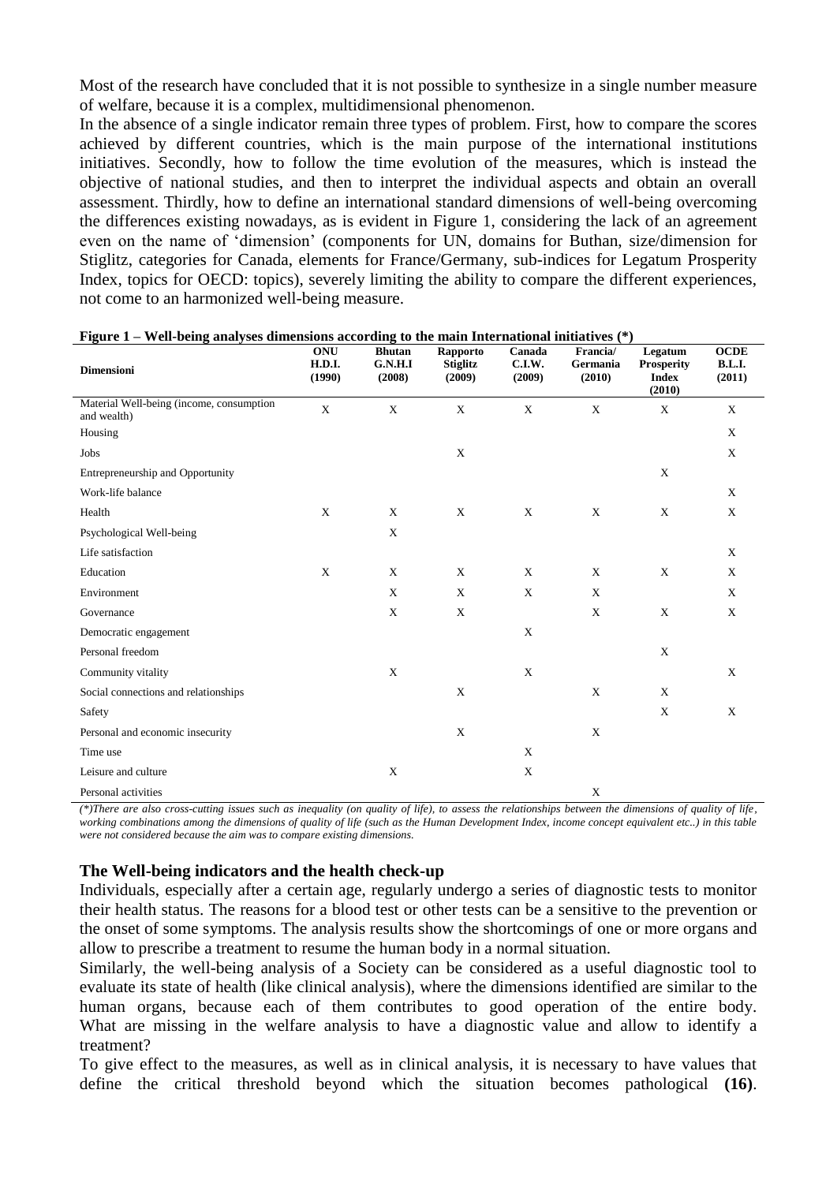Most of the research have concluded that it is not possible to synthesize in a single number measure of welfare, because it is a complex, multidimensional phenomenon.
In the absence of a single indicator remain three types of problem. First, how to compare the scores achieved by different countries, which is the main purpose of the international institutions initiatives. Secondly, how to follow the time evolution of the measures, which is instead the objective of national studies, and then to interpret the individual aspects and obtain an overall assessment. Thirdly, how to define an international standard dimensions of well-being overcoming the differences existing nowadays, as is evident in Figure 1, considering the lack of an agreement even on the name of 'dimension' (components for UN, domains for Buthan, size/dimension for Stiglitz, categories for Canada, elements for France/Germany, sub-indices for Legatum Prosperity Index, topics for OECD: topics), severely limiting the ability to compare the different experiences, not come to an harmonized well-being measure.

**Figure 1 – Well-being analyses dimensions according to the main International initiatives (\*)**

| Dimensioni | ONU H.D.I. (1990) | Bhutan G.N.H.I (2008) | Rapporto Stiglitz (2009) | Canada C.I.W. (2009) | Francia/ Germania (2010) | Legatum Prosperity Index (2010) | OCDE B.L.I. (2011) |
|---|---|---|---|---|---|---|---|
| Material Well-being (income, consumption and wealth) | X | X | X | X | X | X | X |
| Housing | | | | | | | X |
| Jobs | | | X | | | | X |
| Entrepreneurship and Opportunity | | | | | | X | |
| Work-life balance | | | | | | | X |
| Health | X | X | X | X | X | X | X |
| Psychological Well-being | | X | | | | | |
| Life satisfaction | | | | | | | X |
| Education | X | X | X | X | X | X | X |
| Environment | | X | X | X | X | | X |
| Governance | | X | X | | X | X | X |
| Democratic engagement | | | | X | | | |
| Personal freedom | | | | | | X | |
| Community vitality | | X | | X | | | X |
| Social connections and relationships | | | X | | X | X | |
| Safety | | | | | | X | X |
| Personal and economic insecurity | | | X | | X | | |
| Time use | | | | X | | | |
| Leisure and culture | | X | | X | | | |
| Personal activities | | | | | X | | |

*(\*)There are also cross-cutting issues such as inequality (on quality of life), to assess the relationships between the dimensions of quality of life, working combinations among the dimensions of quality of life (such as the Human Development Index, income concept equivalent etc..) in this table were not considered because the aim was to compare existing dimensions.*

### The Well-being indicators and the health check-up

Individuals, especially after a certain age, regularly undergo a series of diagnostic tests to monitor their health status. The reasons for a blood test or other tests can be a sensitive to the prevention or the onset of some symptoms. The analysis results show the shortcomings of one or more organs and allow to prescribe a treatment to resume the human body in a normal situation.
Similarly, the well-being analysis of a Society can be considered as a useful diagnostic tool to evaluate its state of health (like clinical analysis), where the dimensions identified are similar to the human organs, because each of them contributes to good operation of the entire body. What are missing in the welfare analysis to have a diagnostic value and allow to identify a treatment?
To give effect to the measures, as well as in clinical analysis, it is necessary to have values that define the critical threshold beyond which the situation becomes pathological **(16)**.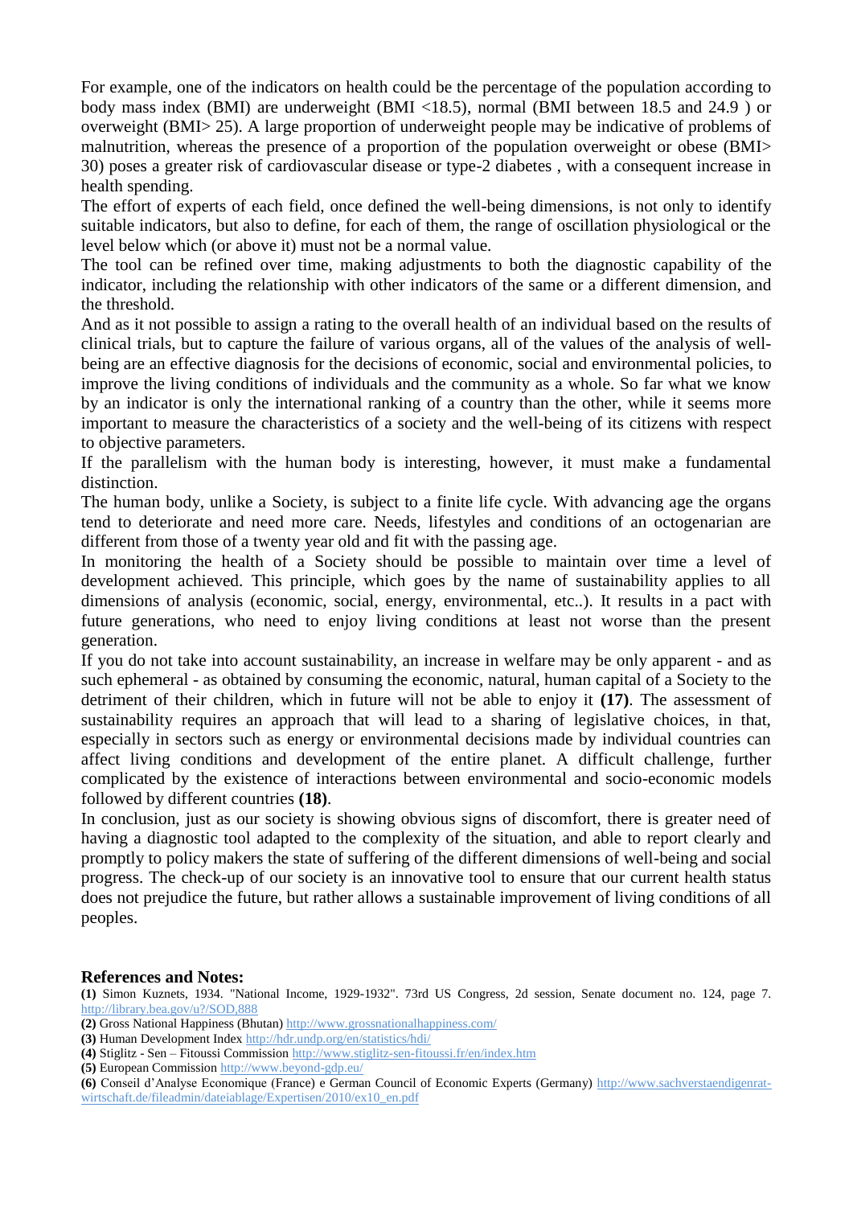For example, one of the indicators on health could be the percentage of the population according to body mass index (BMI) are underweight (BMI <18.5), normal (BMI between 18.5 and 24.9 ) or overweight (BMI> 25). A large proportion of underweight people may be indicative of problems of malnutrition, whereas the presence of a proportion of the population overweight or obese (BMI> 30) poses a greater risk of cardiovascular disease or type-2 diabetes , with a consequent increase in health spending.

The effort of experts of each field, once defined the well-being dimensions, is not only to identify suitable indicators, but also to define, for each of them, the range of oscillation physiological or the level below which (or above it) must not be a normal value.

The tool can be refined over time, making adjustments to both the diagnostic capability of the indicator, including the relationship with other indicators of the same or a different dimension, and the threshold.

And as it not possible to assign a rating to the overall health of an individual based on the results of clinical trials, but to capture the failure of various organs, all of the values of the analysis of well-being are an effective diagnosis for the decisions of economic, social and environmental policies, to improve the living conditions of individuals and the community as a whole. So far what we know by an indicator is only the international ranking of a country than the other, while it seems more important to measure the characteristics of a society and the well-being of its citizens with respect to objective parameters.

If the parallelism with the human body is interesting, however, it must make a fundamental distinction.

The human body, unlike a Society, is subject to a finite life cycle. With advancing age the organs tend to deteriorate and need more care. Needs, lifestyles and conditions of an octogenarian are different from those of a twenty year old and fit with the passing age.

In monitoring the health of a Society should be possible to maintain over time a level of development achieved. This principle, which goes by the name of sustainability applies to all dimensions of analysis (economic, social, energy, environmental, etc..). It results in a pact with future generations, who need to enjoy living conditions at least not worse than the present generation.

If you do not take into account sustainability, an increase in welfare may be only apparent - and as such ephemeral - as obtained by consuming the economic, natural, human capital of a Society to the detriment of their children, which in future will not be able to enjoy it **(17)**. The assessment of sustainability requires an approach that will lead to a sharing of legislative choices, in that, especially in sectors such as energy or environmental decisions made by individual countries can affect living conditions and development of the entire planet. A difficult challenge, further complicated by the existence of interactions between environmental and socio-economic models followed by different countries **(18)**.

In conclusion, just as our society is showing obvious signs of discomfort, there is greater need of having a diagnostic tool adapted to the complexity of the situation, and able to report clearly and promptly to policy makers the state of suffering of the different dimensions of well-being and social progress. The check-up of our society is an innovative tool to ensure that our current health status does not prejudice the future, but rather allows a sustainable improvement of living conditions of all peoples.

## References and Notes:

**(1)** Simon Kuznets, 1934. "National Income, 1929-1932". 73rd US Congress, 2d session, Senate document no. 124, page 7. http://library.bea.gov/u?/SOD,888

**(2)** Gross National Happiness (Bhutan) http://www.grossnationalhappiness.com/

**(3)** Human Development Index http://hdr.undp.org/en/statistics/hdi/

**(4)** Stiglitz - Sen – Fitoussi Commission http://www.stiglitz-sen-fitoussi.fr/en/index.htm

**(5)** European Commission http://www.beyond-gdp.eu/

**(6)** Conseil d'Analyse Economique (France) e German Council of Economic Experts (Germany) http://www.sachverstaendigenrat-wirtschaft.de/fileadmin/dateiablage/Expertisen/2010/ex10_en.pdf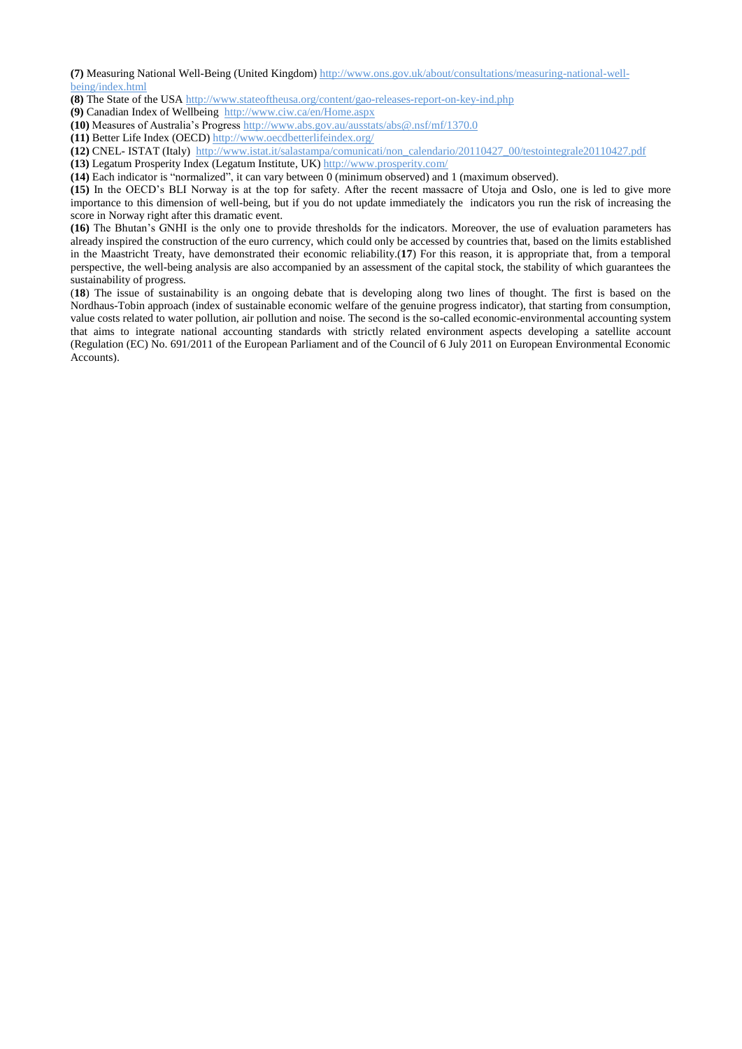**(7)** Measuring National Well-Being (United Kingdom) http://www.ons.gov.uk/about/consultations/measuring-national-well-being/index.html

**(8)** The State of the USA http://www.stateoftheusa.org/content/gao-releases-report-on-key-ind.php

**(9)** Canadian Index of Wellbeing http://www.ciw.ca/en/Home.aspx

**(10)** Measures of Australia's Progress http://www.abs.gov.au/ausstats/abs@.nsf/mf/1370.0

**(11)** Better Life Index (OECD) http://www.oecdbetterlifeindex.org/

**(12)** CNEL- ISTAT (Italy) http://www.istat.it/salastampa/comunicati/non_calendario/20110427_00/testointegrale20110427.pdf

**(13)** Legatum Prosperity Index (Legatum Institute, UK) http://www.prosperity.com/

**(14)** Each indicator is "normalized", it can vary between 0 (minimum observed) and 1 (maximum observed).

**(15)** In the OECD's BLI Norway is at the top for safety. After the recent massacre of Utoja and Oslo, one is led to give more importance to this dimension of well-being, but if you do not update immediately the indicators you run the risk of increasing the score in Norway right after this dramatic event.

**(16)** The Bhutan's GNHI is the only one to provide thresholds for the indicators. Moreover, the use of evaluation parameters has already inspired the construction of the euro currency, which could only be accessed by countries that, based on the limits established in the Maastricht Treaty, have demonstrated their economic reliability.(**17**) For this reason, it is appropriate that, from a temporal perspective, the well-being analysis are also accompanied by an assessment of the capital stock, the stability of which guarantees the sustainability of progress.

(**18**) The issue of sustainability is an ongoing debate that is developing along two lines of thought. The first is based on the Nordhaus-Tobin approach (index of sustainable economic welfare of the genuine progress indicator), that starting from consumption, value costs related to water pollution, air pollution and noise. The second is the so-called economic-environmental accounting system that aims to integrate national accounting standards with strictly related environment aspects developing a satellite account (Regulation (EC) No. 691/2011 of the European Parliament and of the Council of 6 July 2011 on European Environmental Economic Accounts).